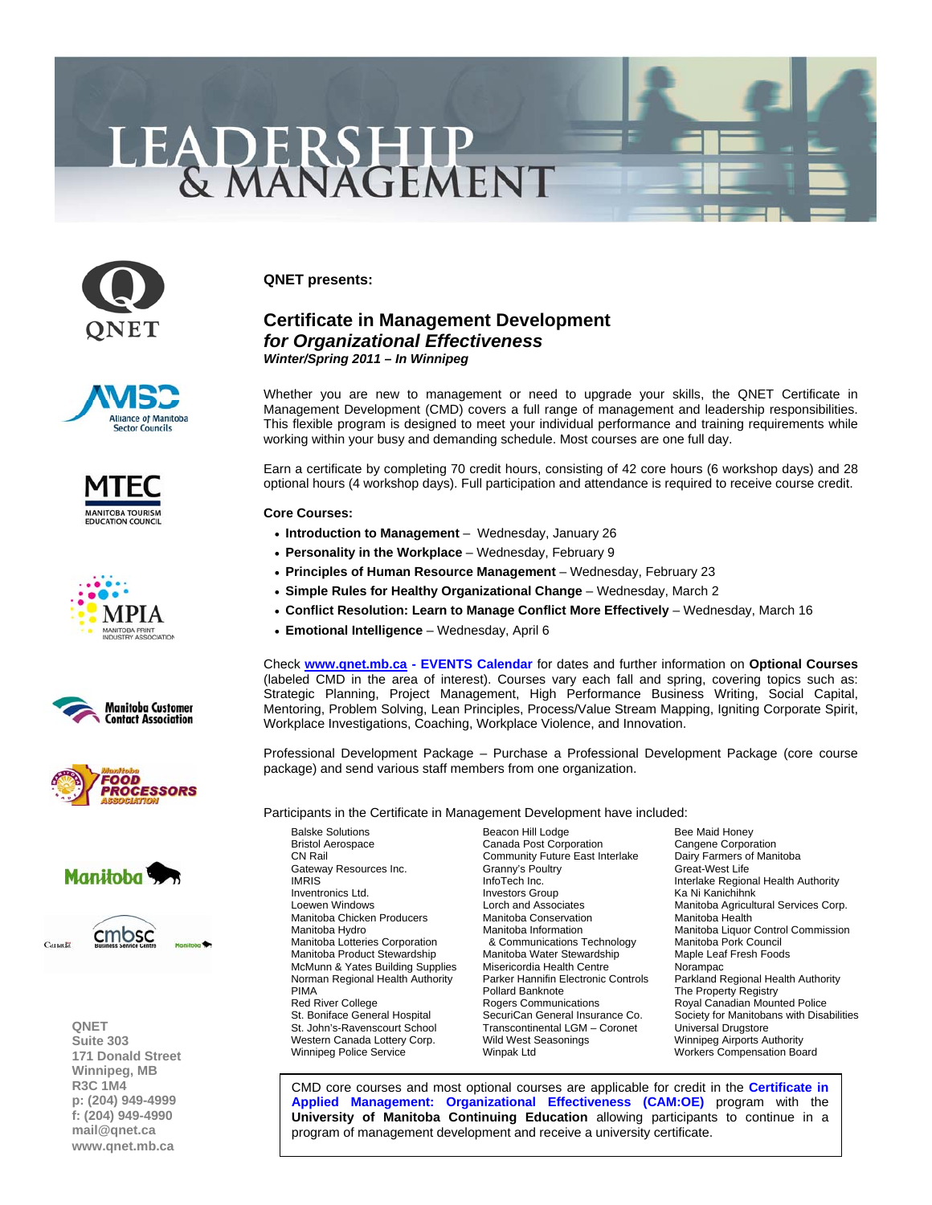# LEADERSHIP & MANAGEMENT

QNET

Alliance of Manitoba Sector Councils

MTEC Manitoba Tourism Education Council

MPIA Manitoba Print Industry Association

Manitoba Customer Contact Association

Manitoba Food Processors Association

Manitoba

Canada cmbsc Business Service Centre Manitoba

**QNET presents:**

## Certificate in Management Development *for Organizational Effectiveness*

***Winter/Spring 2011 – In Winnipeg***

Whether you are new to management or need to upgrade your skills, the QNET Certificate in Management Development (CMD) covers a full range of management and leadership responsibilities. This flexible program is designed to meet your individual performance and training requirements while working within your busy and demanding schedule. Most courses are one full day.

Earn a certificate by completing 70 credit hours, consisting of 42 core hours (6 workshop days) and 28 optional hours (4 workshop days). Full participation and attendance is required to receive course credit.

**Core Courses:**

- **Introduction to Management** – Wednesday, January 26
- **Personality in the Workplace** – Wednesday, February 9
- **Principles of Human Resource Management** – Wednesday, February 23
- **Simple Rules for Healthy Organizational Change** – Wednesday, March 2
- **Conflict Resolution: Learn to Manage Conflict More Effectively** – Wednesday, March 16
- **Emotional Intelligence** – Wednesday, April 6

Check **www.qnet.mb.ca - EVENTS Calendar** for dates and further information on **Optional Courses** (labeled CMD in the area of interest). Courses vary each fall and spring, covering topics such as: Strategic Planning, Project Management, High Performance Business Writing, Social Capital, Mentoring, Problem Solving, Lean Principles, Process/Value Stream Mapping, Igniting Corporate Spirit, Workplace Investigations, Coaching, Workplace Violence, and Innovation.

Professional Development Package – Purchase a Professional Development Package (core course package) and send various staff members from one organization.

Participants in the Certificate in Management Development have included:

| | | |
|---|---|---|
| Balske Solutions | Beacon Hill Lodge | Bee Maid Honey |
| Bristol Aerospace | Canada Post Corporation | Cangene Corporation |
| CN Rail | Community Future East Interlake | Dairy Farmers of Manitoba |
| Gateway Resources Inc. | Granny's Poultry | Great-West Life |
| IMRIS | InfoTech Inc. | Interlake Regional Health Authority |
| Inventronics Ltd. | Investors Group | Ka Ni Kanichihnk |
| Loewen Windows | Lorch and Associates | Manitoba Agricultural Services Corp. |
| Manitoba Chicken Producers | Manitoba Conservation | Manitoba Health |
| Manitoba Hydro | Manitoba Information & Communications Technology | Manitoba Liquor Control Commission |
| Manitoba Lotteries Corporation | | Manitoba Pork Council |
| Manitoba Product Stewardship | Manitoba Water Stewardship | Maple Leaf Fresh Foods |
| McMunn & Yates Building Supplies | Misericordia Health Centre | Norampac |
| Norman Regional Health Authority | Parker Hannifin Electronic Controls | Parkland Regional Health Authority |
| PIMA | Pollard Banknote | The Property Registry |
| Red River College | Rogers Communications | Royal Canadian Mounted Police |
| St. Boniface General Hospital | SecuriCan General Insurance Co. | Society for Manitobans with Disabilities |
| St. John's-Ravenscourt School | Transcontinental LGM – Coronet | Universal Drugstore |
| Western Canada Lottery Corp. | Wild West Seasonings | Winnipeg Airports Authority |
| Winnipeg Police Service | Winpak Ltd | Workers Compensation Board |

CMD core courses and most optional courses are applicable for credit in the **Certificate in Applied Management: Organizational Effectiveness (CAM:OE)** program with the **University of Manitoba Continuing Education** allowing participants to continue in a program of management development and receive a university certificate.

**QNET**
**Suite 303**
**171 Donald Street**
**Winnipeg, MB**
**R3C 1M4**
**p: (204) 949-4999**
**f: (204) 949-4990**
**mail@qnet.ca**
**www.qnet.mb.ca**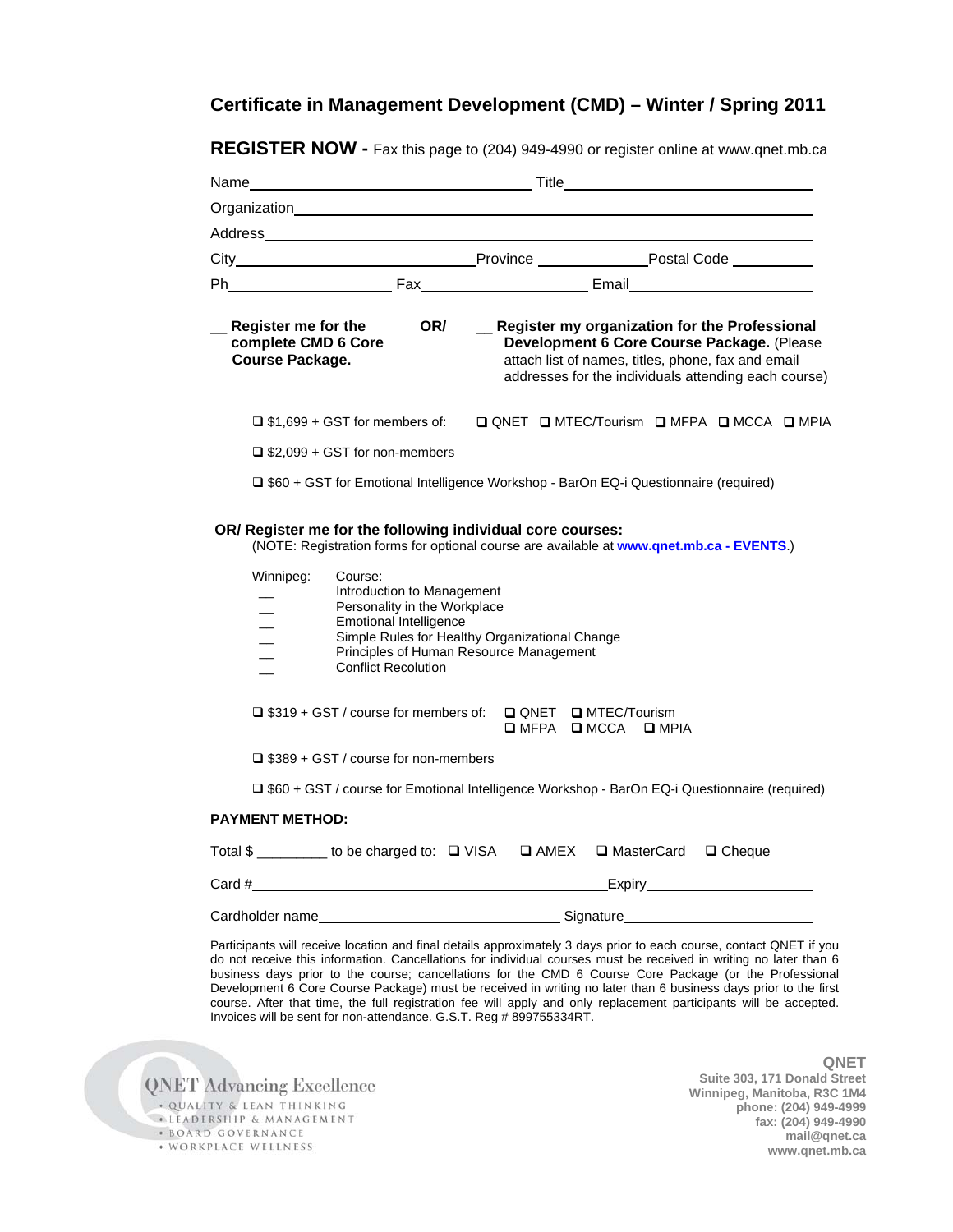## Certificate in Management Development (CMD) – Winter / Spring 2011

**REGISTER NOW -** Fax this page to (204) 949-4990 or register online at www.qnet.mb.ca

Name________________________________ Title________________________

Organization____________________________________________________

Address________________________________________________________

City________________________ Province ____________ Postal Code __________

Ph____________________ Fax____________________ Email____________________

__ **Register me for the complete CMD 6 Core Course Package.** OR/ __ **Register my organization for the Professional Development 6 Core Course Package.** (Please attach list of names, titles, phone, fax and email addresses for the individuals attending each course)

❑ $1,699 + GST for members of: ❑ QNET ❑ MTEC/Tourism ❑ MFPA ❑ MCCA ❑ MPIA

❑ $2,099 + GST for non-members

❑ $60 + GST for Emotional Intelligence Workshop - BarOn EQ-i Questionnaire (required)

**OR/ Register me for the following individual core courses:**
(NOTE: Registration forms for optional course are available at **www.qnet.mb.ca - EVENTS**.)

| Winnipeg: | Course: |
|---|---|
| __ | Introduction to Management |
| __ | Personality in the Workplace |
| __ | Emotional Intelligence |
| __ | Simple Rules for Healthy Organizational Change |
| __ | Principles of Human Resource Management |
| __ | Conflict Recolution |

❑ $319 + GST / course for members of: ❑ QNET ❑ MTEC/Tourism ❑ MFPA ❑ MCCA ❑ MPIA

❑ $389 + GST / course for non-members

❑ $60 + GST / course for Emotional Intelligence Workshop - BarOn EQ-i Questionnaire (required)

**PAYMENT METHOD:**

Total $ _________ to be charged to: ❑ VISA ❑ AMEX ❑ MasterCard ❑ Cheque

Card #____________________________________________ Expiry____________________

Cardholder name______________________________ Signature______________________

Participants will receive location and final details approximately 3 days prior to each course, contact QNET if you do not receive this information. Cancellations for individual courses must be received in writing no later than 6 business days prior to the course; cancellations for the CMD 6 Course Core Package (or the Professional Development 6 Core Course Package) must be received in writing no later than 6 business days prior to the first course. After that time, the full registration fee will apply and only replacement participants will be accepted. Invoices will be sent for non-attendance. G.S.T. Reg # 899755334RT.

QNET Advancing Excellence
- QUALITY & LEAN THINKING
- LEADERSHIP & MANAGEMENT
- BOARD GOVERNANCE
- WORKPLACE WELLNESS

**QNET**
**Suite 303, 171 Donald Street**
**Winnipeg, Manitoba, R3C 1M4**
**phone: (204) 949-4999**
**fax: (204) 949-4990**
**mail@qnet.ca**
**www.qnet.mb.ca**